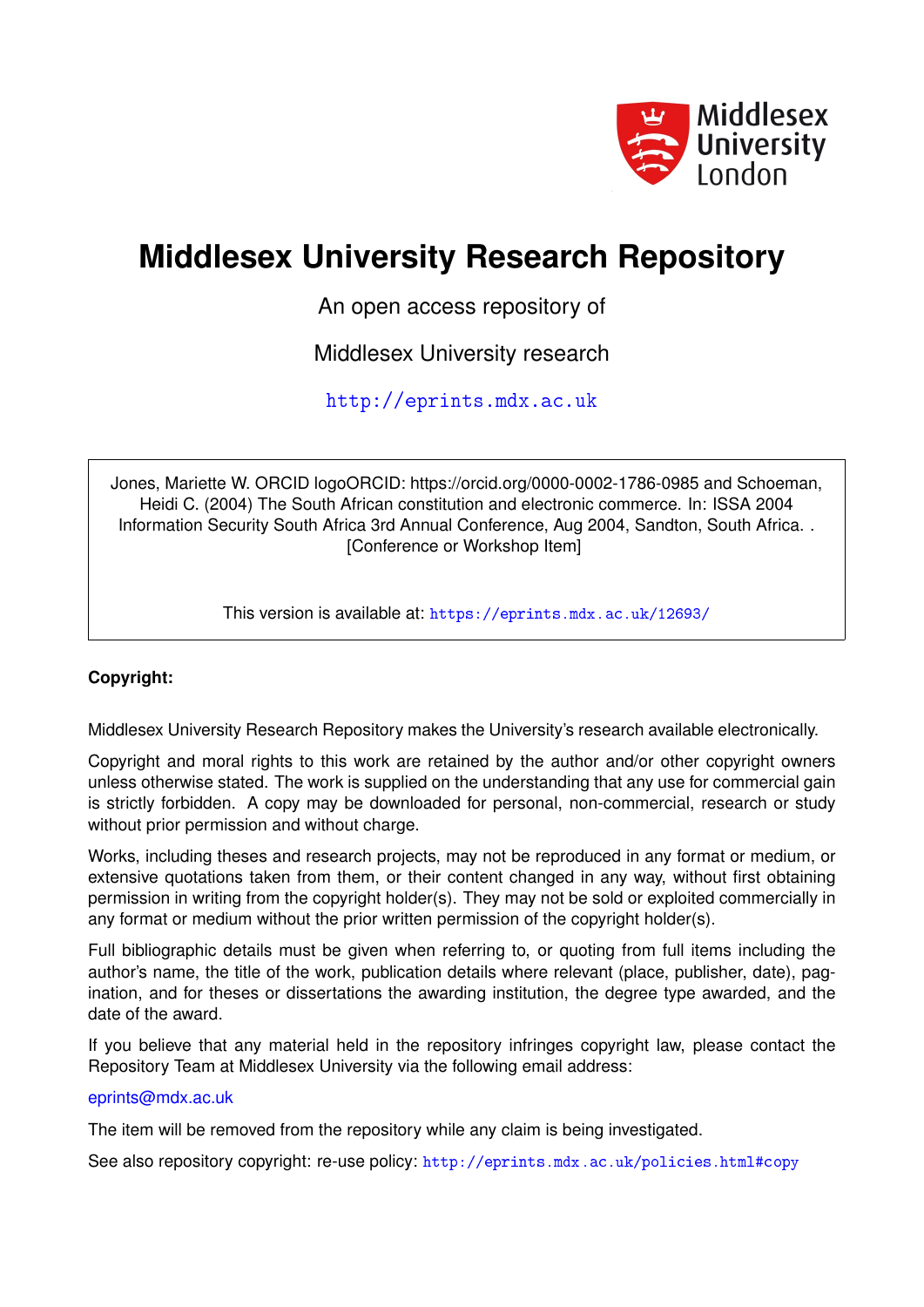# Middlesex University Research Repository

An open access repository of

Middlesex University research

http://eprints.mdx.ac.uk

Jones, Mariette W. ORCID logoORCID: https://orcid.org/0000-0002-1786-0985 and Schoeman, Heidi C. (2004) The South African constitution and electronic commerce. In: ISSA 2004 Information Security South Africa 3rd Annual Conference, Aug 2004, Sandton, South Africa. . [Conference or Workshop Item]

This version is available at: https://eprints.mdx.ac.uk/12693/

**Copyright:**

Middlesex University Research Repository makes the University's research available electronically.

Copyright and moral rights to this work are retained by the author and/or other copyright owners unless otherwise stated. The work is supplied on the understanding that any use for commercial gain is strictly forbidden. A copy may be downloaded for personal, non-commercial, research or study without prior permission and without charge.

Works, including theses and research projects, may not be reproduced in any format or medium, or extensive quotations taken from them, or their content changed in any way, without first obtaining permission in writing from the copyright holder(s). They may not be sold or exploited commercially in any format or medium without the prior written permission of the copyright holder(s).

Full bibliographic details must be given when referring to, or quoting from full items including the author's name, the title of the work, publication details where relevant (place, publisher, date), pagination, and for theses or dissertations the awarding institution, the degree type awarded, and the date of the award.

If you believe that any material held in the repository infringes copyright law, please contact the Repository Team at Middlesex University via the following email address:

eprints@mdx.ac.uk

The item will be removed from the repository while any claim is being investigated.

See also repository copyright: re-use policy: http://eprints.mdx.ac.uk/policies.html#copy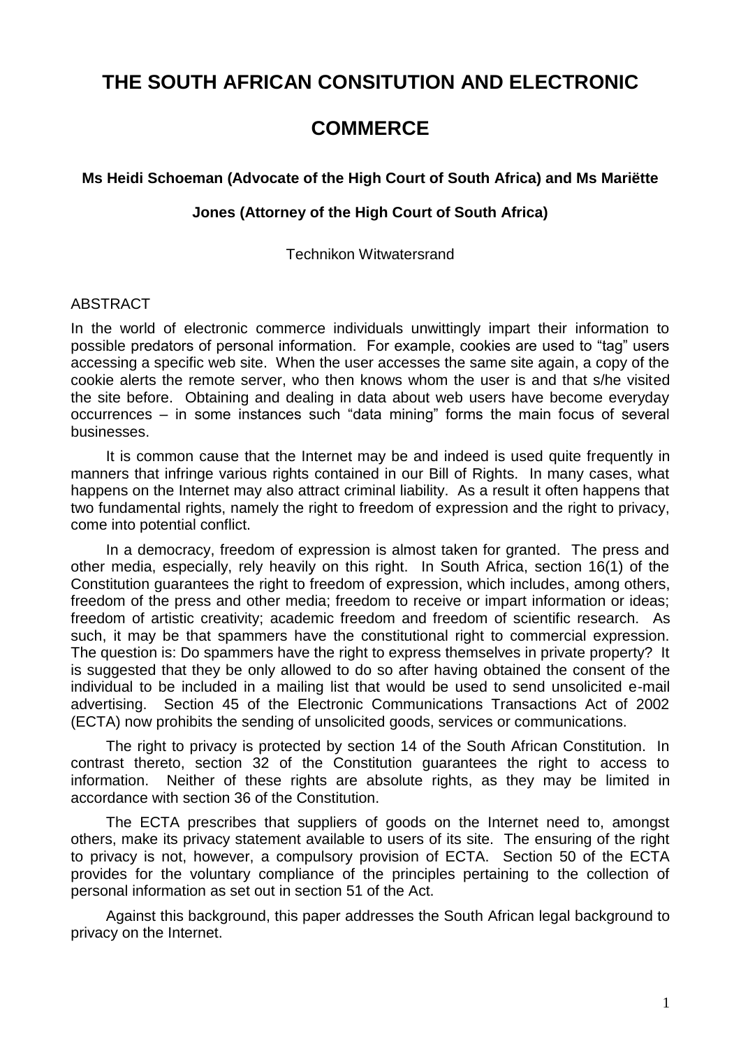# THE SOUTH AFRICAN CONSITUTION AND ELECTRONIC COMMERCE

**Ms Heidi Schoeman (Advocate of the High Court of South Africa) and Ms Mariëtte Jones (Attorney of the High Court of South Africa)**

Technikon Witwatersrand

## ABSTRACT

In the world of electronic commerce individuals unwittingly impart their information to possible predators of personal information. For example, cookies are used to "tag" users accessing a specific web site. When the user accesses the same site again, a copy of the cookie alerts the remote server, who then knows whom the user is and that s/he visited the site before. Obtaining and dealing in data about web users have become everyday occurrences – in some instances such "data mining" forms the main focus of several businesses.

It is common cause that the Internet may be and indeed is used quite frequently in manners that infringe various rights contained in our Bill of Rights. In many cases, what happens on the Internet may also attract criminal liability. As a result it often happens that two fundamental rights, namely the right to freedom of expression and the right to privacy, come into potential conflict.

In a democracy, freedom of expression is almost taken for granted. The press and other media, especially, rely heavily on this right. In South Africa, section 16(1) of the Constitution guarantees the right to freedom of expression, which includes, among others, freedom of the press and other media; freedom to receive or impart information or ideas; freedom of artistic creativity; academic freedom and freedom of scientific research. As such, it may be that spammers have the constitutional right to commercial expression. The question is: Do spammers have the right to express themselves in private property? It is suggested that they be only allowed to do so after having obtained the consent of the individual to be included in a mailing list that would be used to send unsolicited e-mail advertising. Section 45 of the Electronic Communications Transactions Act of 2002 (ECTA) now prohibits the sending of unsolicited goods, services or communications.

The right to privacy is protected by section 14 of the South African Constitution. In contrast thereto, section 32 of the Constitution guarantees the right to access to information. Neither of these rights are absolute rights, as they may be limited in accordance with section 36 of the Constitution.

The ECTA prescribes that suppliers of goods on the Internet need to, amongst others, make its privacy statement available to users of its site. The ensuring of the right to privacy is not, however, a compulsory provision of ECTA. Section 50 of the ECTA provides for the voluntary compliance of the principles pertaining to the collection of personal information as set out in section 51 of the Act.

Against this background, this paper addresses the South African legal background to privacy on the Internet.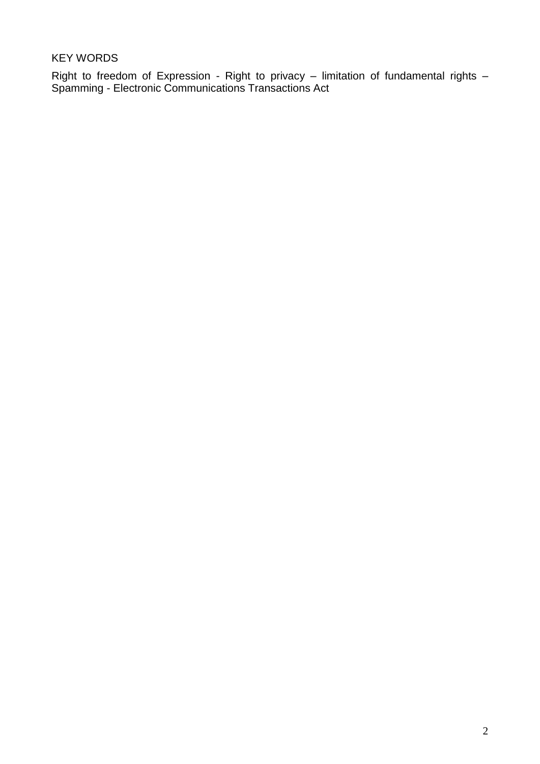KEY WORDS

Right to freedom of Expression - Right to privacy – limitation of fundamental rights – Spamming - Electronic Communications Transactions Act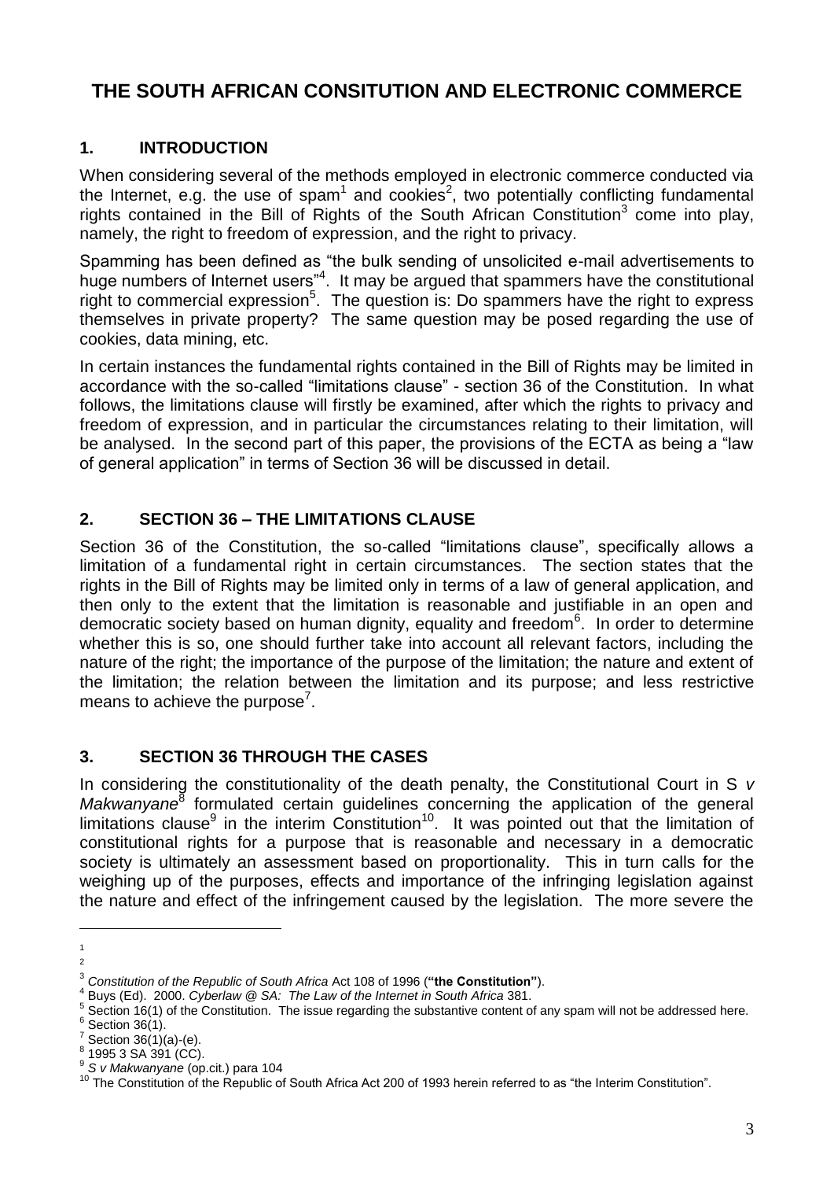# THE SOUTH AFRICAN CONSITUTION AND ELECTRONIC COMMERCE

## 1. INTRODUCTION

When considering several of the methods employed in electronic commerce conducted via the Internet, e.g. the use of spam[1] and cookies[2], two potentially conflicting fundamental rights contained in the Bill of Rights of the South African Constitution[3] come into play, namely, the right to freedom of expression, and the right to privacy.

Spamming has been defined as "the bulk sending of unsolicited e-mail advertisements to huge numbers of Internet users"[4]. It may be argued that spammers have the constitutional right to commercial expression[5]. The question is: Do spammers have the right to express themselves in private property? The same question may be posed regarding the use of cookies, data mining, etc.

In certain instances the fundamental rights contained in the Bill of Rights may be limited in accordance with the so-called "limitations clause" - section 36 of the Constitution. In what follows, the limitations clause will firstly be examined, after which the rights to privacy and freedom of expression, and in particular the circumstances relating to their limitation, will be analysed. In the second part of this paper, the provisions of the ECTA as being a "law of general application" in terms of Section 36 will be discussed in detail.

## 2. SECTION 36 – THE LIMITATIONS CLAUSE

Section 36 of the Constitution, the so-called "limitations clause", specifically allows a limitation of a fundamental right in certain circumstances. The section states that the rights in the Bill of Rights may be limited only in terms of a law of general application, and then only to the extent that the limitation is reasonable and justifiable in an open and democratic society based on human dignity, equality and freedom[6]. In order to determine whether this is so, one should further take into account all relevant factors, including the nature of the right; the importance of the purpose of the limitation; the nature and extent of the limitation; the relation between the limitation and its purpose; and less restrictive means to achieve the purpose[7].

## 3. SECTION 36 THROUGH THE CASES

In considering the constitutionality of the death penalty, the Constitutional Court in S *v Makwanyane*[8] formulated certain guidelines concerning the application of the general limitations clause[9] in the interim Constitution[10]. It was pointed out that the limitation of constitutional rights for a purpose that is reasonable and necessary in a democratic society is ultimately an assessment based on proportionality. This in turn calls for the weighing up of the purposes, effects and importance of the infringing legislation against the nature and effect of the infringement caused by the legislation. The more severe the

---

1

2

3 *Constitution of the Republic of South Africa* Act 108 of 1996 (**"the Constitution"**).

4 Buys (Ed). 2000. *Cyberlaw @ SA: The Law of the Internet in South Africa* 381.

5 Section 16(1) of the Constitution. The issue regarding the substantive content of any spam will not be addressed here.

6 Section 36(1).

7 Section 36(1)(a)-(e).

8 1995 3 SA 391 (CC).

9 *S v Makwanyane* (op.cit.) para 104

10 The Constitution of the Republic of South Africa Act 200 of 1993 herein referred to as "the Interim Constitution".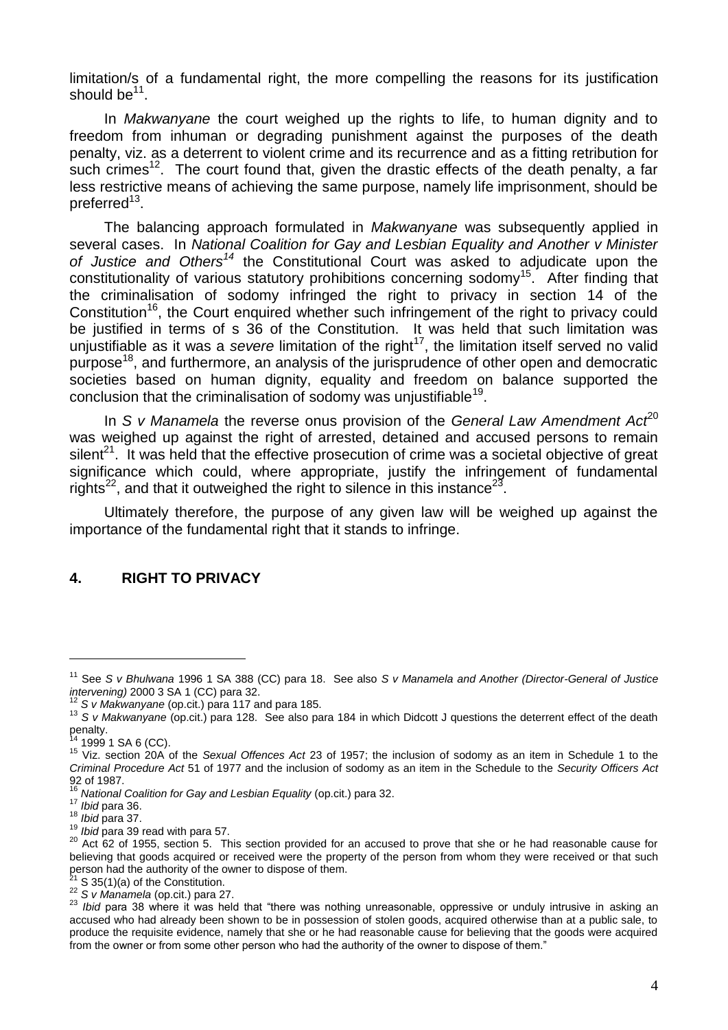limitation/s of a fundamental right, the more compelling the reasons for its justification should be[11].

In *Makwanyane* the court weighed up the rights to life, to human dignity and to freedom from inhuman or degrading punishment against the purposes of the death penalty, viz. as a deterrent to violent crime and its recurrence and as a fitting retribution for such crimes[12]. The court found that, given the drastic effects of the death penalty, a far less restrictive means of achieving the same purpose, namely life imprisonment, should be preferred[13].

The balancing approach formulated in *Makwanyane* was subsequently applied in several cases. In *National Coalition for Gay and Lesbian Equality and Another v Minister of Justice and Others*[14] the Constitutional Court was asked to adjudicate upon the constitutionality of various statutory prohibitions concerning sodomy[15]. After finding that the criminalisation of sodomy infringed the right to privacy in section 14 of the Constitution[16], the Court enquired whether such infringement of the right to privacy could be justified in terms of s 36 of the Constitution. It was held that such limitation was unjustifiable as it was a *severe* limitation of the right[17], the limitation itself served no valid purpose[18], and furthermore, an analysis of the jurisprudence of other open and democratic societies based on human dignity, equality and freedom on balance supported the conclusion that the criminalisation of sodomy was unjustifiable[19].

In *S v Manamela* the reverse onus provision of the *General Law Amendment Act*[20] was weighed up against the right of arrested, detained and accused persons to remain silent[21]. It was held that the effective prosecution of crime was a societal objective of great significance which could, where appropriate, justify the infringement of fundamental rights[22], and that it outweighed the right to silence in this instance[23].

Ultimately therefore, the purpose of any given law will be weighed up against the importance of the fundamental right that it stands to infringe.

## 4. RIGHT TO PRIVACY

---

[11] See *S v Bhulwana* 1996 1 SA 388 (CC) para 18. See also *S v Manamela and Another (Director-General of Justice intervening)* 2000 3 SA 1 (CC) para 32.

[12] *S v Makwanyane* (op.cit.) para 117 and para 185.

[13] *S v Makwanyane* (op.cit.) para 128. See also para 184 in which Didcott J questions the deterrent effect of the death penalty.

[14] 1999 1 SA 6 (CC).

[15] Viz. section 20A of the *Sexual Offences Act* 23 of 1957; the inclusion of sodomy as an item in Schedule 1 to the *Criminal Procedure Act* 51 of 1977 and the inclusion of sodomy as an item in the Schedule to the *Security Officers Act* 92 of 1987.

[16] *National Coalition for Gay and Lesbian Equality* (op.cit.) para 32.

[17] *Ibid* para 36.

[18] *Ibid* para 37.

[19] *Ibid* para 39 read with para 57.

[20] Act 62 of 1955, section 5. This section provided for an accused to prove that she or he had reasonable cause for believing that goods acquired or received were the property of the person from whom they were received or that such person had the authority of the owner to dispose of them.

[21] S 35(1)(a) of the Constitution.

[22] *S v Manamela* (op.cit.) para 27.

[23] *Ibid* para 38 where it was held that "there was nothing unreasonable, oppressive or unduly intrusive in asking an accused who had already been shown to be in possession of stolen goods, acquired otherwise than at a public sale, to produce the requisite evidence, namely that she or he had reasonable cause for believing that the goods were acquired from the owner or from some other person who had the authority of the owner to dispose of them."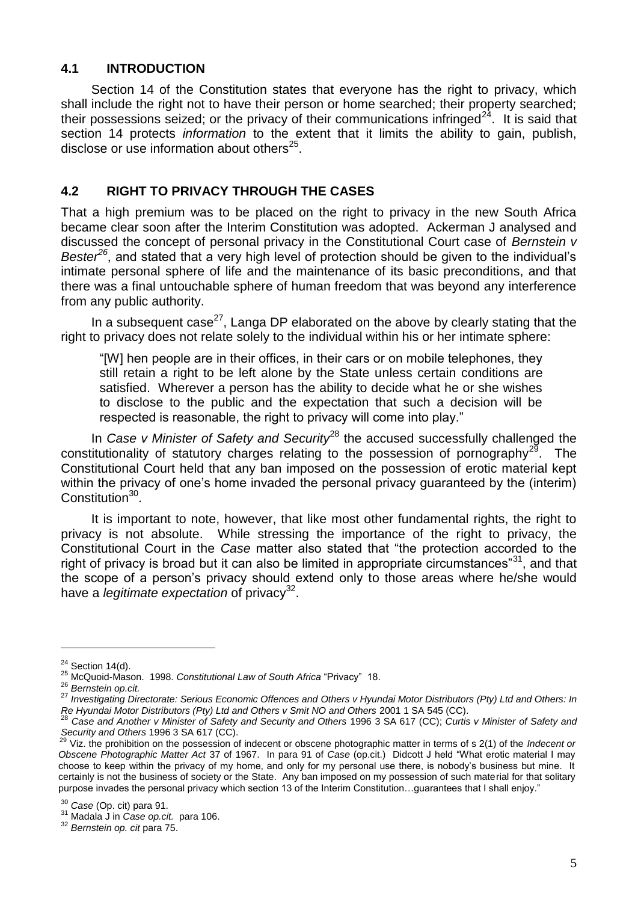## 4.1 INTRODUCTION

Section 14 of the Constitution states that everyone has the right to privacy, which shall include the right not to have their person or home searched; their property searched; their possessions seized; or the privacy of their communications infringed[24]. It is said that section 14 protects *information* to the extent that it limits the ability to gain, publish, disclose or use information about others[25].

## 4.2 RIGHT TO PRIVACY THROUGH THE CASES

That a high premium was to be placed on the right to privacy in the new South Africa became clear soon after the Interim Constitution was adopted. Ackerman J analysed and discussed the concept of personal privacy in the Constitutional Court case of *Bernstein v Bester*[26], and stated that a very high level of protection should be given to the individual's intimate personal sphere of life and the maintenance of its basic preconditions, and that there was a final untouchable sphere of human freedom that was beyond any interference from any public authority.

In a subsequent case[27], Langa DP elaborated on the above by clearly stating that the right to privacy does not relate solely to the individual within his or her intimate sphere:

> "[W] hen people are in their offices, in their cars or on mobile telephones, they still retain a right to be left alone by the State unless certain conditions are satisfied. Wherever a person has the ability to decide what he or she wishes to disclose to the public and the expectation that such a decision will be respected is reasonable, the right to privacy will come into play."

In *Case v Minister of Safety and Security*[28] the accused successfully challenged the constitutionality of statutory charges relating to the possession of pornography[29]. The Constitutional Court held that any ban imposed on the possession of erotic material kept within the privacy of one's home invaded the personal privacy guaranteed by the (interim) Constitution[30].

It is important to note, however, that like most other fundamental rights, the right to privacy is not absolute. While stressing the importance of the right to privacy, the Constitutional Court in the *Case* matter also stated that "the protection accorded to the right of privacy is broad but it can also be limited in appropriate circumstances"[31], and that the scope of a person's privacy should extend only to those areas where he/she would have a *legitimate expectation* of privacy[32].

---

[24] Section 14(d).

[25] McQuoid-Mason. 1998. *Constitutional Law of South Africa* "Privacy" 18.

[26] *Bernstein op.cit.*

[27] *Investigating Directorate: Serious Economic Offences and Others v Hyundai Motor Distributors (Pty) Ltd and Others: In Re Hyundai Motor Distributors (Pty) Ltd and Others v Smit NO and Others* 2001 1 SA 545 (CC).

[28] *Case and Another v Minister of Safety and Security and Others* 1996 3 SA 617 (CC); *Curtis v Minister of Safety and Security and Others* 1996 3 SA 617 (CC).

[29] Viz. the prohibition on the possession of indecent or obscene photographic matter in terms of s 2(1) of the *Indecent or Obscene Photographic Matter Act* 37 of 1967. In para 91 of *Case* (op.cit.) Didcott J held "What erotic material I may choose to keep within the privacy of my home, and only for my personal use there, is nobody's business but mine. It certainly is not the business of society or the State. Any ban imposed on my possession of such material for that solitary purpose invades the personal privacy which section 13 of the Interim Constitution…guarantees that I shall enjoy."

[30] *Case* (Op. cit) para 91.

[31] Madala J in *Case op.cit.* para 106.

[32] *Bernstein op. cit* para 75.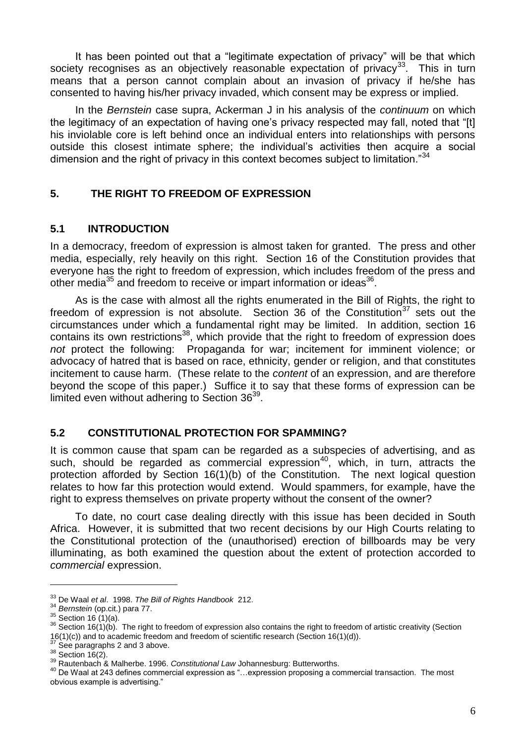It has been pointed out that a "legitimate expectation of privacy" will be that which society recognises as an objectively reasonable expectation of privacy[33]. This in turn means that a person cannot complain about an invasion of privacy if he/she has consented to having his/her privacy invaded, which consent may be express or implied.

In the *Bernstein* case supra, Ackerman J in his analysis of the *continuum* on which the legitimacy of an expectation of having one's privacy respected may fall, noted that "[t]his inviolable core is left behind once an individual enters into relationships with persons outside this closest intimate sphere; the individual's activities then acquire a social dimension and the right of privacy in this context becomes subject to limitation."[34]

## 5. THE RIGHT TO FREEDOM OF EXPRESSION

### 5.1 INTRODUCTION

In a democracy, freedom of expression is almost taken for granted. The press and other media, especially, rely heavily on this right. Section 16 of the Constitution provides that everyone has the right to freedom of expression, which includes freedom of the press and other media[35] and freedom to receive or impart information or ideas[36].

As is the case with almost all the rights enumerated in the Bill of Rights, the right to freedom of expression is not absolute. Section 36 of the Constitution[37] sets out the circumstances under which a fundamental right may be limited. In addition, section 16 contains its own restrictions[38], which provide that the right to freedom of expression does *not* protect the following: Propaganda for war; incitement for imminent violence; or advocacy of hatred that is based on race, ethnicity, gender or religion, and that constitutes incitement to cause harm. (These relate to the *content* of an expression, and are therefore beyond the scope of this paper.) Suffice it to say that these forms of expression can be limited even without adhering to Section 36[39].

### 5.2 CONSTITUTIONAL PROTECTION FOR SPAMMING?

It is common cause that spam can be regarded as a subspecies of advertising, and as such, should be regarded as commercial expression[40], which, in turn, attracts the protection afforded by Section 16(1)(b) of the Constitution. The next logical question relates to how far this protection would extend. Would spammers, for example, have the right to express themselves on private property without the consent of the owner?

To date, no court case dealing directly with this issue has been decided in South Africa. However, it is submitted that two recent decisions by our High Courts relating to the Constitutional protection of the (unauthorised) erection of billboards may be very illuminating, as both examined the question about the extent of protection accorded to *commercial* expression.

---

[33] De Waal *et al*. 1998. *The Bill of Rights Handbook* 212.
[34] *Bernstein* (op.cit.) para 77.
[35] Section 16 (1)(a).
[36] Section 16(1)(b). The right to freedom of expression also contains the right to freedom of artistic creativity (Section 16(1)(c)) and to academic freedom and freedom of scientific research (Section 16(1)(d)).
[37] See paragraphs 2 and 3 above.
[38] Section 16(2).
[39] Rautenbach & Malherbe. 1996. *Constitutional Law* Johannesburg: Butterworths.
[40] De Waal at 243 defines commercial expression as "…expression proposing a commercial transaction. The most obvious example is advertising."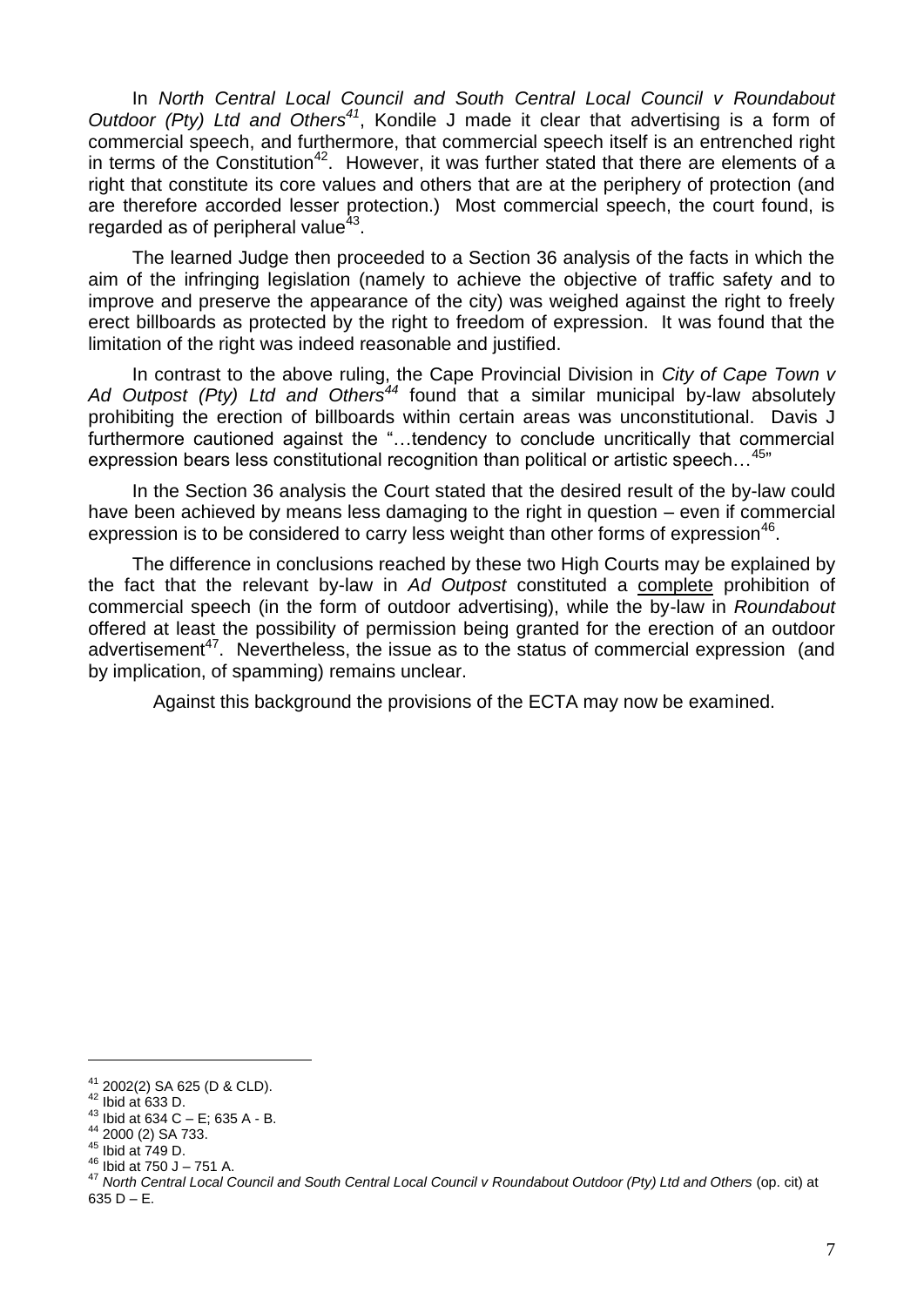In *North Central Local Council and South Central Local Council v Roundabout Outdoor (Pty) Ltd and Others*[41], Kondile J made it clear that advertising is a form of commercial speech, and furthermore, that commercial speech itself is an entrenched right in terms of the Constitution[42]. However, it was further stated that there are elements of a right that constitute its core values and others that are at the periphery of protection (and are therefore accorded lesser protection.) Most commercial speech, the court found, is regarded as of peripheral value[43].

The learned Judge then proceeded to a Section 36 analysis of the facts in which the aim of the infringing legislation (namely to achieve the objective of traffic safety and to improve and preserve the appearance of the city) was weighed against the right to freely erect billboards as protected by the right to freedom of expression. It was found that the limitation of the right was indeed reasonable and justified.

In contrast to the above ruling, the Cape Provincial Division in *City of Cape Town v Ad Outpost (Pty) Ltd and Others*[44] found that a similar municipal by-law absolutely prohibiting the erection of billboards within certain areas was unconstitutional. Davis J furthermore cautioned against the "…tendency to conclude uncritically that commercial expression bears less constitutional recognition than political or artistic speech…[45]"

In the Section 36 analysis the Court stated that the desired result of the by-law could have been achieved by means less damaging to the right in question – even if commercial expression is to be considered to carry less weight than other forms of expression[46].

The difference in conclusions reached by these two High Courts may be explained by the fact that the relevant by-law in *Ad Outpost* constituted a <u>complete</u> prohibition of commercial speech (in the form of outdoor advertising), while the by-law in *Roundabout* offered at least the possibility of permission being granted for the erection of an outdoor advertisement[47]. Nevertheless, the issue as to the status of commercial expression (and by implication, of spamming) remains unclear.

Against this background the provisions of the ECTA may now be examined.

---

[41] 2002(2) SA 625 (D & CLD).
[42] Ibid at 633 D.
[43] Ibid at 634 C – E; 635 A - B.
[44] 2000 (2) SA 733.
[45] Ibid at 749 D.
[46] Ibid at 750 J – 751 A.
[47] *North Central Local Council and South Central Local Council v Roundabout Outdoor (Pty) Ltd and Others* (op. cit) at 635 D – E.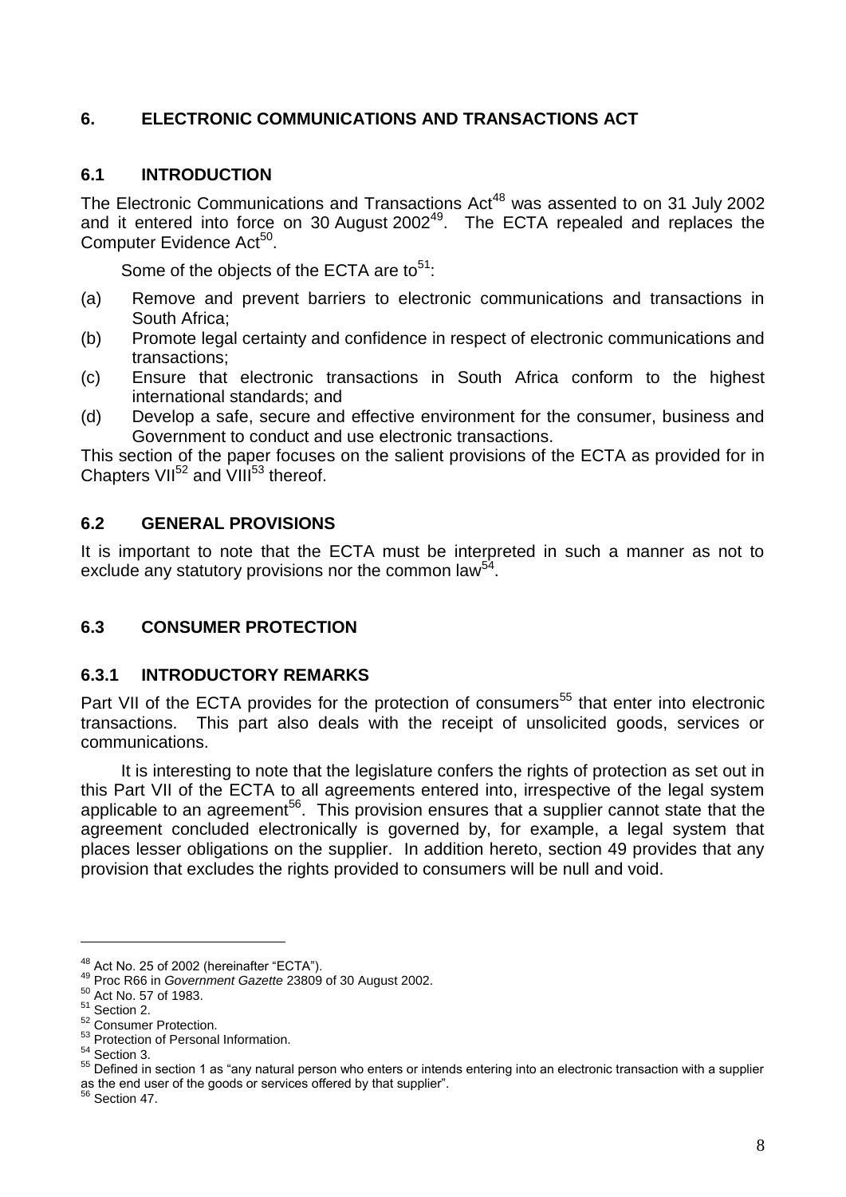## 6. ELECTRONIC COMMUNICATIONS AND TRANSACTIONS ACT

### 6.1 INTRODUCTION

The Electronic Communications and Transactions Act[48] was assented to on 31 July 2002 and it entered into force on 30 August 2002[49]. The ECTA repealed and replaces the Computer Evidence Act[50].

Some of the objects of the ECTA are to[51]:

(a) Remove and prevent barriers to electronic communications and transactions in South Africa;

(b) Promote legal certainty and confidence in respect of electronic communications and transactions;

(c) Ensure that electronic transactions in South Africa conform to the highest international standards; and

(d) Develop a safe, secure and effective environment for the consumer, business and Government to conduct and use electronic transactions.

This section of the paper focuses on the salient provisions of the ECTA as provided for in Chapters VII[52] and VIII[53] thereof.

### 6.2 GENERAL PROVISIONS

It is important to note that the ECTA must be interpreted in such a manner as not to exclude any statutory provisions nor the common law[54].

### 6.3 CONSUMER PROTECTION

#### 6.3.1 INTRODUCTORY REMARKS

Part VII of the ECTA provides for the protection of consumers[55] that enter into electronic transactions. This part also deals with the receipt of unsolicited goods, services or communications.

It is interesting to note that the legislature confers the rights of protection as set out in this Part VII of the ECTA to all agreements entered into, irrespective of the legal system applicable to an agreement[56]. This provision ensures that a supplier cannot state that the agreement concluded electronically is governed by, for example, a legal system that places lesser obligations on the supplier. In addition hereto, section 49 provides that any provision that excludes the rights provided to consumers will be null and void.

---

[48] Act No. 25 of 2002 (hereinafter "ECTA").

[49] Proc R66 in *Government Gazette* 23809 of 30 August 2002.

[50] Act No. 57 of 1983.

[51] Section 2.

[52] Consumer Protection.

[53] Protection of Personal Information.

[54] Section 3.

[55] Defined in section 1 as "any natural person who enters or intends entering into an electronic transaction with a supplier as the end user of the goods or services offered by that supplier".

[56] Section 47.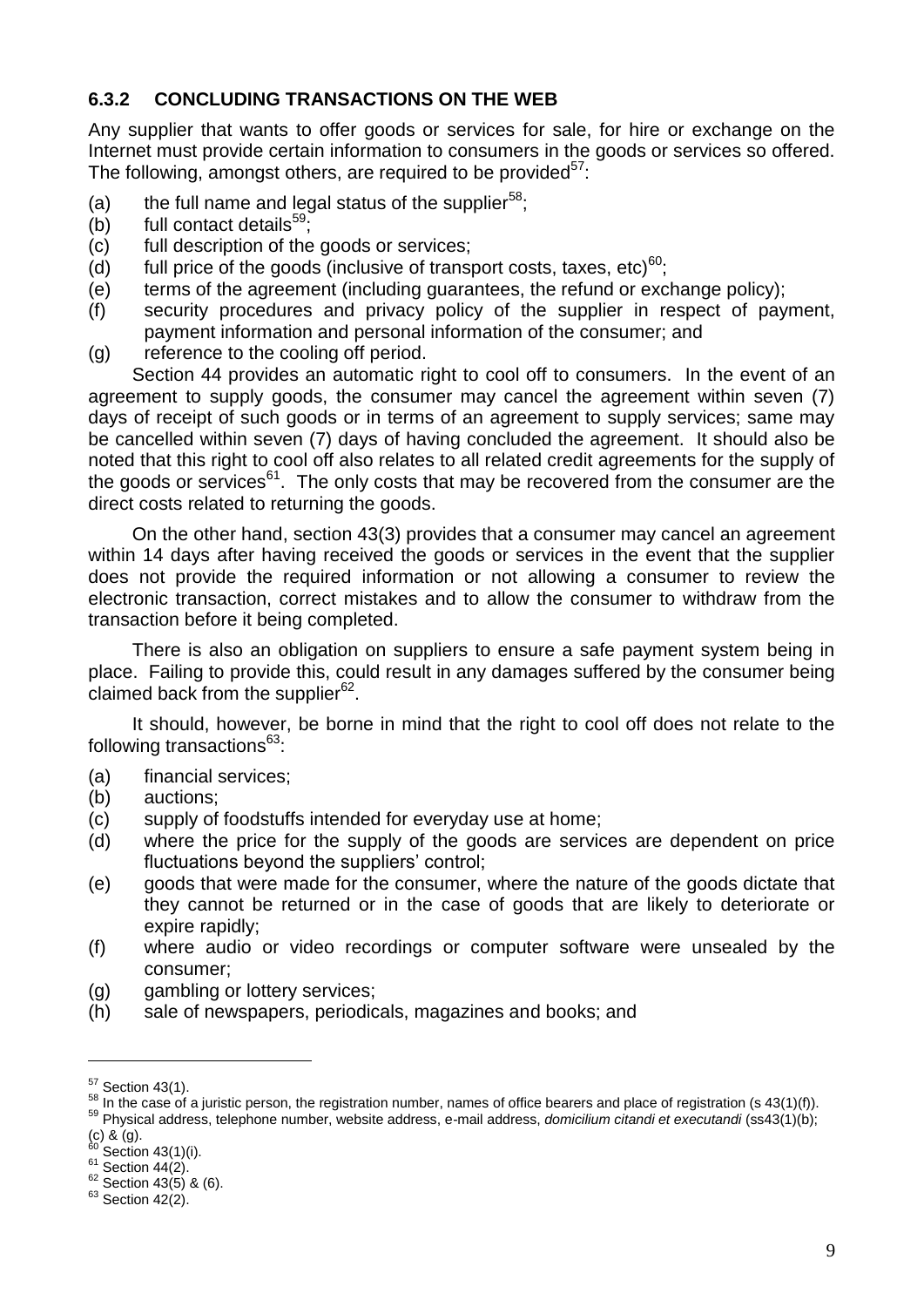### 6.3.2 CONCLUDING TRANSACTIONS ON THE WEB

Any supplier that wants to offer goods or services for sale, for hire or exchange on the Internet must provide certain information to consumers in the goods or services so offered. The following, amongst others, are required to be provided[57]:

(a) the full name and legal status of the supplier[58];
(b) full contact details[59];
(c) full description of the goods or services;
(d) full price of the goods (inclusive of transport costs, taxes, etc)[60];
(e) terms of the agreement (including guarantees, the refund or exchange policy);
(f) security procedures and privacy policy of the supplier in respect of payment, payment information and personal information of the consumer; and
(g) reference to the cooling off period.

Section 44 provides an automatic right to cool off to consumers. In the event of an agreement to supply goods, the consumer may cancel the agreement within seven (7) days of receipt of such goods or in terms of an agreement to supply services; same may be cancelled within seven (7) days of having concluded the agreement. It should also be noted that this right to cool off also relates to all related credit agreements for the supply of the goods or services[61]. The only costs that may be recovered from the consumer are the direct costs related to returning the goods.

On the other hand, section 43(3) provides that a consumer may cancel an agreement within 14 days after having received the goods or services in the event that the supplier does not provide the required information or not allowing a consumer to review the electronic transaction, correct mistakes and to allow the consumer to withdraw from the transaction before it being completed.

There is also an obligation on suppliers to ensure a safe payment system being in place. Failing to provide this, could result in any damages suffered by the consumer being claimed back from the supplier[62].

It should, however, be borne in mind that the right to cool off does not relate to the following transactions[63]:

(a) financial services;
(b) auctions;
(c) supply of foodstuffs intended for everyday use at home;
(d) where the price for the supply of the goods are services are dependent on price fluctuations beyond the suppliers' control;
(e) goods that were made for the consumer, where the nature of the goods dictate that they cannot be returned or in the case of goods that are likely to deteriorate or expire rapidly;
(f) where audio or video recordings or computer software were unsealed by the consumer;
(g) gambling or lottery services;
(h) sale of newspapers, periodicals, magazines and books; and

---

[57] Section 43(1).
[58] In the case of a juristic person, the registration number, names of office bearers and place of registration (s 43(1)(f)).
[59] Physical address, telephone number, website address, e-mail address, *domicilium citandi et executandi* (ss43(1)(b); (c) & (g).
[60] Section 43(1)(i).
[61] Section 44(2).
[62] Section 43(5) & (6).
[63] Section 42(2).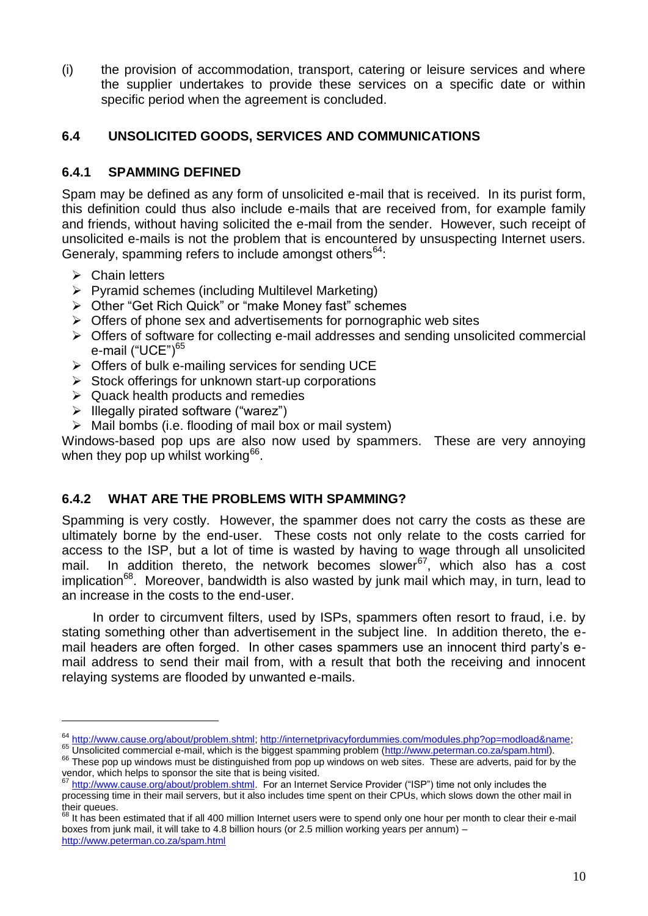(i) the provision of accommodation, transport, catering or leisure services and where the supplier undertakes to provide these services on a specific date or within specific period when the agreement is concluded.

### 6.4 UNSOLICITED GOODS, SERVICES AND COMMUNICATIONS

#### 6.4.1 SPAMMING DEFINED

Spam may be defined as any form of unsolicited e-mail that is received. In its purist form, this definition could thus also include e-mails that are received from, for example family and friends, without having solicited the e-mail from the sender. However, such receipt of unsolicited e-mails is not the problem that is encountered by unsuspecting Internet users. Generaly, spamming refers to include amongst others[64]:

- Chain letters
- Pyramid schemes (including Multilevel Marketing)
- Other "Get Rich Quick" or "make Money fast" schemes
- Offers of phone sex and advertisements for pornographic web sites
- Offers of software for collecting e-mail addresses and sending unsolicited commercial e-mail ("UCE")[65]
- Offers of bulk e-mailing services for sending UCE
- Stock offerings for unknown start-up corporations
- Quack health products and remedies
- Illegally pirated software ("warez")
- Mail bombs (i.e. flooding of mail box or mail system)

Windows-based pop ups are also now used by spammers. These are very annoying when they pop up whilst working[66].

#### 6.4.2 WHAT ARE THE PROBLEMS WITH SPAMMING?

Spamming is very costly. However, the spammer does not carry the costs as these are ultimately borne by the end-user. These costs not only relate to the costs carried for access to the ISP, but a lot of time is wasted by having to wage through all unsolicited mail. In addition thereto, the network becomes slower[67], which also has a cost implication[68]. Moreover, bandwidth is also wasted by junk mail which may, in turn, lead to an increase in the costs to the end-user.

In order to circumvent filters, used by ISPs, spammers often resort to fraud, i.e. by stating something other than advertisement in the subject line. In addition thereto, the e-mail headers are often forged. In other cases spammers use an innocent third party's e-mail address to send their mail from, with a result that both the receiving and innocent relaying systems are flooded by unwanted e-mails.

---

[64] http://www.cause.org/about/problem.shtml; http://internetprivacyfordummies.com/modules.php?op=modload&name;

[65] Unsolicited commercial e-mail, which is the biggest spamming problem (http://www.peterman.co.za/spam.html).

[66] These pop up windows must be distinguished from pop up windows on web sites. These are adverts, paid for by the vendor, which helps to sponsor the site that is being visited.

[67] http://www.cause.org/about/problem.shtml. For an Internet Service Provider ("ISP") time not only includes the processing time in their mail servers, but it also includes time spent on their CPUs, which slows down the other mail in their queues.

[68] It has been estimated that if all 400 million Internet users were to spend only one hour per month to clear their e-mail boxes from junk mail, it will take to 4.8 billion hours (or 2.5 million working years per annum) – http://www.peterman.co.za/spam.html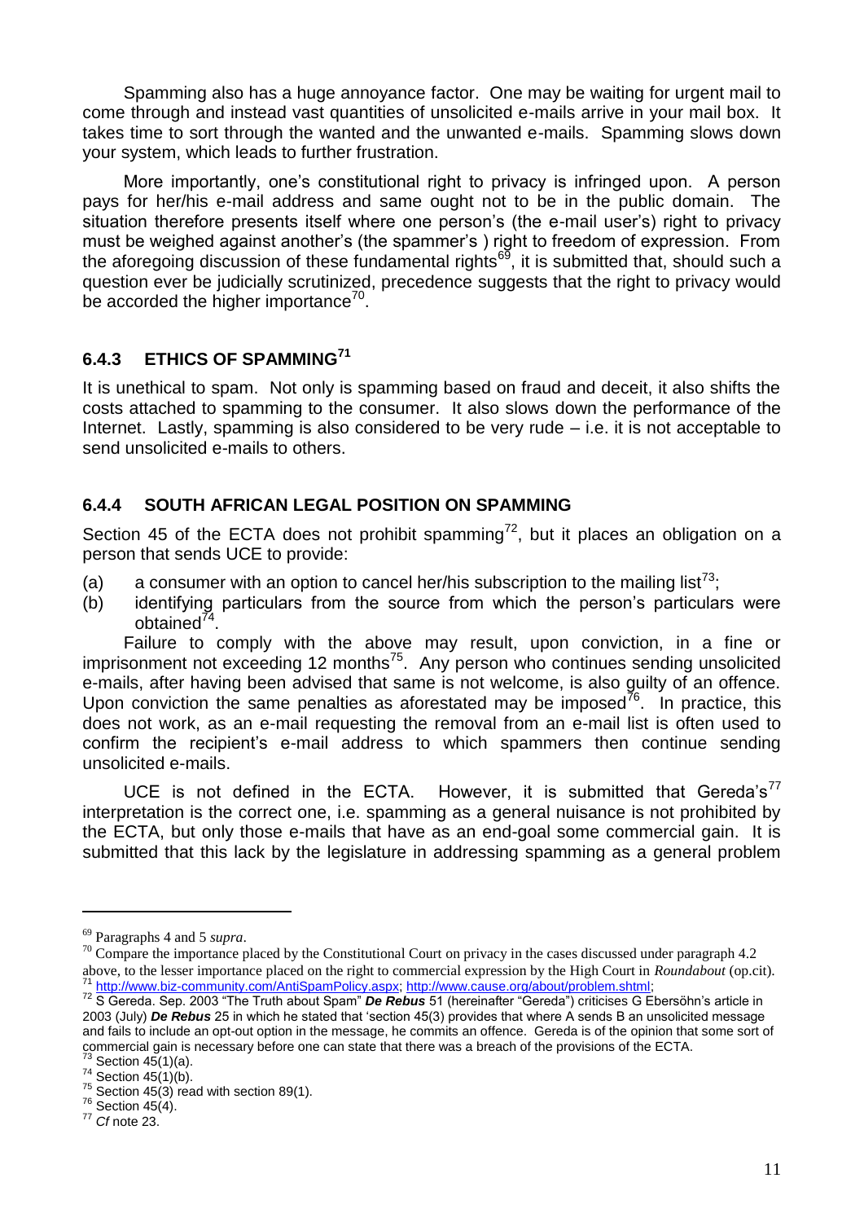Spamming also has a huge annoyance factor. One may be waiting for urgent mail to come through and instead vast quantities of unsolicited e-mails arrive in your mail box. It takes time to sort through the wanted and the unwanted e-mails. Spamming slows down your system, which leads to further frustration.

More importantly, one's constitutional right to privacy is infringed upon. A person pays for her/his e-mail address and same ought not to be in the public domain. The situation therefore presents itself where one person's (the e-mail user's) right to privacy must be weighed against another's (the spammer's ) right to freedom of expression. From the aforegoing discussion of these fundamental rights[69], it is submitted that, should such a question ever be judicially scrutinized, precedence suggests that the right to privacy would be accorded the higher importance[70].

### 6.4.3 ETHICS OF SPAMMING[71]

It is unethical to spam. Not only is spamming based on fraud and deceit, it also shifts the costs attached to spamming to the consumer. It also slows down the performance of the Internet. Lastly, spamming is also considered to be very rude – i.e. it is not acceptable to send unsolicited e-mails to others.

### 6.4.4 SOUTH AFRICAN LEGAL POSITION ON SPAMMING

Section 45 of the ECTA does not prohibit spamming[72], but it places an obligation on a person that sends UCE to provide:

(a) a consumer with an option to cancel her/his subscription to the mailing list[73];
(b) identifying particulars from the source from which the person's particulars were obtained[74].

Failure to comply with the above may result, upon conviction, in a fine or imprisonment not exceeding 12 months[75]. Any person who continues sending unsolicited e-mails, after having been advised that same is not welcome, is also guilty of an offence. Upon conviction the same penalties as aforestated may be imposed[76]. In practice, this does not work, as an e-mail requesting the removal from an e-mail list is often used to confirm the recipient's e-mail address to which spammers then continue sending unsolicited e-mails.

UCE is not defined in the ECTA. However, it is submitted that Gereda's[77] interpretation is the correct one, i.e. spamming as a general nuisance is not prohibited by the ECTA, but only those e-mails that have as an end-goal some commercial gain. It is submitted that this lack by the legislature in addressing spamming as a general problem

---

[69] Paragraphs 4 and 5 *supra*.

[70] Compare the importance placed by the Constitutional Court on privacy in the cases discussed under paragraph 4.2 above, to the lesser importance placed on the right to commercial expression by the High Court in *Roundabout* (op.cit).

[71] http://www.biz-community.com/AntiSpamPolicy.aspx; http://www.cause.org/about/problem.shtml;

[72] S Gereda. Sep. 2003 "The Truth about Spam" ***De Rebus*** 51 (hereinafter "Gereda") criticises G Ebersöhn's article in 2003 (July) ***De Rebus*** 25 in which he stated that 'section 45(3) provides that where A sends B an unsolicited message and fails to include an opt-out option in the message, he commits an offence. Gereda is of the opinion that some sort of commercial gain is necessary before one can state that there was a breach of the provisions of the ECTA.

[73] Section 45(1)(a).

[74] Section 45(1)(b).

[75] Section 45(3) read with section 89(1).

[76] Section 45(4).

[77] *Cf* note 23.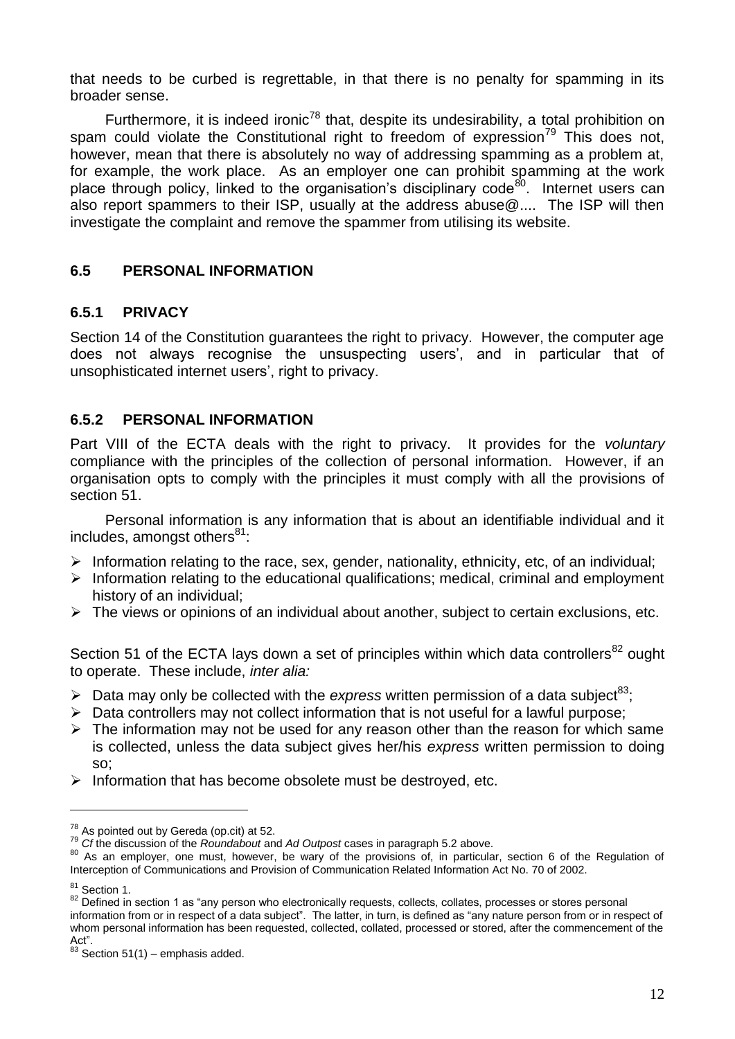that needs to be curbed is regrettable, in that there is no penalty for spamming in its broader sense.

Furthermore, it is indeed ironic[78] that, despite its undesirability, a total prohibition on spam could violate the Constitutional right to freedom of expression[79] This does not, however, mean that there is absolutely no way of addressing spamming as a problem at, for example, the work place. As an employer one can prohibit spamming at the work place through policy, linked to the organisation's disciplinary code[80]. Internet users can also report spammers to their ISP, usually at the address abuse@.... The ISP will then investigate the complaint and remove the spammer from utilising its website.

## 6.5 PERSONAL INFORMATION

### 6.5.1 PRIVACY

Section 14 of the Constitution guarantees the right to privacy. However, the computer age does not always recognise the unsuspecting users', and in particular that of unsophisticated internet users', right to privacy.

### 6.5.2 PERSONAL INFORMATION

Part VIII of the ECTA deals with the right to privacy. It provides for the *voluntary* compliance with the principles of the collection of personal information. However, if an organisation opts to comply with the principles it must comply with all the provisions of section 51.

Personal information is any information that is about an identifiable individual and it includes, amongst others[81]:

- Information relating to the race, sex, gender, nationality, ethnicity, etc, of an individual;
- Information relating to the educational qualifications; medical, criminal and employment history of an individual;
- The views or opinions of an individual about another, subject to certain exclusions, etc.

Section 51 of the ECTA lays down a set of principles within which data controllers[82] ought to operate. These include, *inter alia:*

- Data may only be collected with the *express* written permission of a data subject[83];
- Data controllers may not collect information that is not useful for a lawful purpose;
- The information may not be used for any reason other than the reason for which same is collected, unless the data subject gives her/his *express* written permission to doing so;
- Information that has become obsolete must be destroyed, etc.

---

[78] As pointed out by Gereda (op.cit) at 52.

[79] *Cf* the discussion of the *Roundabout* and *Ad Outpost* cases in paragraph 5.2 above.

[80] As an employer, one must, however, be wary of the provisions of, in particular, section 6 of the Regulation of Interception of Communications and Provision of Communication Related Information Act No. 70 of 2002.

[81] Section 1.

[82] Defined in section 1 as "any person who electronically requests, collects, collates, processes or stores personal information from or in respect of a data subject". The latter, in turn, is defined as "any nature person from or in respect of whom personal information has been requested, collected, collated, processed or stored, after the commencement of the Act".

[83] Section 51(1) – emphasis added.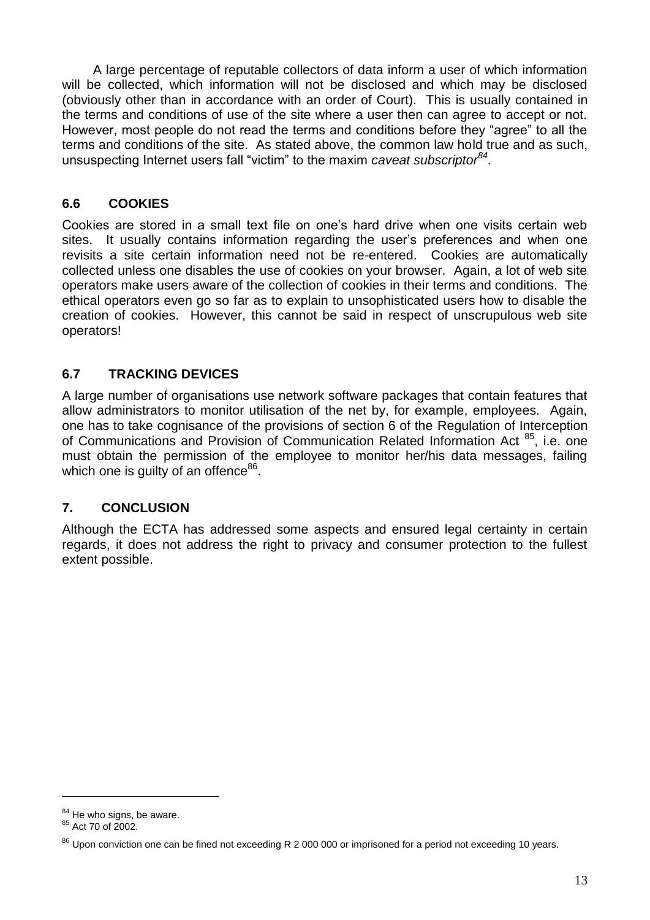A large percentage of reputable collectors of data inform a user of which information will be collected, which information will not be disclosed and which may be disclosed (obviously other than in accordance with an order of Court). This is usually contained in the terms and conditions of use of the site where a user then can agree to accept or not. However, most people do not read the terms and conditions before they "agree" to all the terms and conditions of the site. As stated above, the common law hold true and as such, unsuspecting Internet users fall "victim" to the maxim *caveat subscriptor*[84].

## 6.6 COOKIES

Cookies are stored in a small text file on one's hard drive when one visits certain web sites. It usually contains information regarding the user's preferences and when one revisits a site certain information need not be re-entered. Cookies are automatically collected unless one disables the use of cookies on your browser. Again, a lot of web site operators make users aware of the collection of cookies in their terms and conditions. The ethical operators even go so far as to explain to unsophisticated users how to disable the creation of cookies. However, this cannot be said in respect of unscrupulous web site operators!

## 6.7 TRACKING DEVICES

A large number of organisations use network software packages that contain features that allow administrators to monitor utilisation of the net by, for example, employees. Again, one has to take cognisance of the provisions of section 6 of the Regulation of Interception of Communications and Provision of Communication Related Information Act [85], i.e. one must obtain the permission of the employee to monitor her/his data messages, failing which one is guilty of an offence[86].

# 7. CONCLUSION

Although the ECTA has addressed some aspects and ensured legal certainty in certain regards, it does not address the right to privacy and consumer protection to the fullest extent possible.

---

[84] He who signs, be aware.

[85] Act 70 of 2002.

[86] Upon conviction one can be fined not exceeding R 2 000 000 or imprisoned for a period not exceeding 10 years.